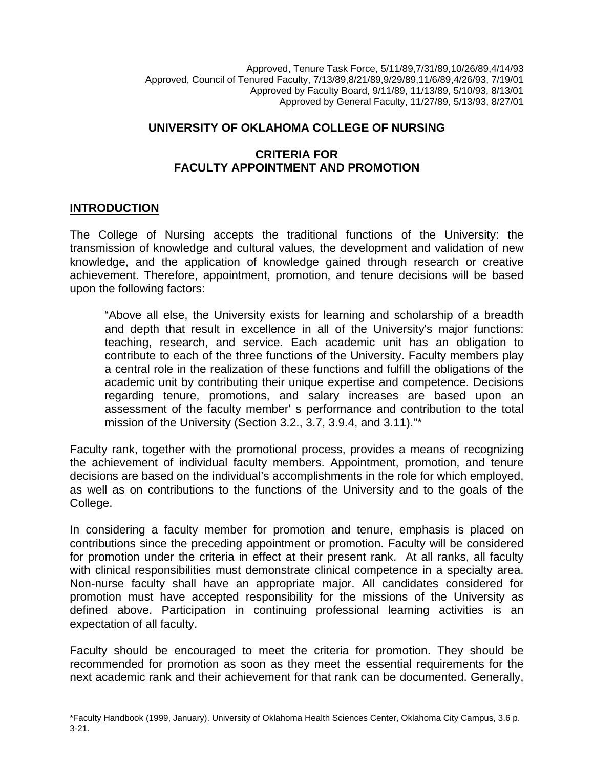Approved, Tenure Task Force, 5/11/89,7/31/89,10/26/89,4/14/93
Approved, Council of Tenured Faculty, 7/13/89,8/21/89,9/29/89,11/6/89,4/26/93, 7/19/01
Approved by Faculty Board, 9/11/89, 11/13/89, 5/10/93, 8/13/01
Approved by General Faculty, 11/27/89, 5/13/93, 8/27/01

# UNIVERSITY OF OKLAHOMA COLLEGE OF NURSING

## CRITERIA FOR FACULTY APPOINTMENT AND PROMOTION

## INTRODUCTION

The College of Nursing accepts the traditional functions of the University: the transmission of knowledge and cultural values, the development and validation of new knowledge, and the application of knowledge gained through research or creative achievement. Therefore, appointment, promotion, and tenure decisions will be based upon the following factors:

> "Above all else, the University exists for learning and scholarship of a breadth and depth that result in excellence in all of the University's major functions: teaching, research, and service. Each academic unit has an obligation to contribute to each of the three functions of the University. Faculty members play a central role in the realization of these functions and fulfill the obligations of the academic unit by contributing their unique expertise and competence. Decisions regarding tenure, promotions, and salary increases are based upon an assessment of the faculty member' s performance and contribution to the total mission of the University (Section 3.2., 3.7, 3.9.4, and 3.11)."*

Faculty rank, together with the promotional process, provides a means of recognizing the achievement of individual faculty members. Appointment, promotion, and tenure decisions are based on the individual's accomplishments in the role for which employed, as well as on contributions to the functions of the University and to the goals of the College.

In considering a faculty member for promotion and tenure, emphasis is placed on contributions since the preceding appointment or promotion. Faculty will be considered for promotion under the criteria in effect at their present rank. At all ranks, all faculty with clinical responsibilities must demonstrate clinical competence in a specialty area. Non-nurse faculty shall have an appropriate major. All candidates considered for promotion must have accepted responsibility for the missions of the University as defined above. Participation in continuing professional learning activities is an expectation of all faculty.

Faculty should be encouraged to meet the criteria for promotion. They should be recommended for promotion as soon as they meet the essential requirements for the next academic rank and their achievement for that rank can be documented. Generally,

*Faculty Handbook (1999, January). University of Oklahoma Health Sciences Center, Oklahoma City Campus, 3.6 p. 3-21.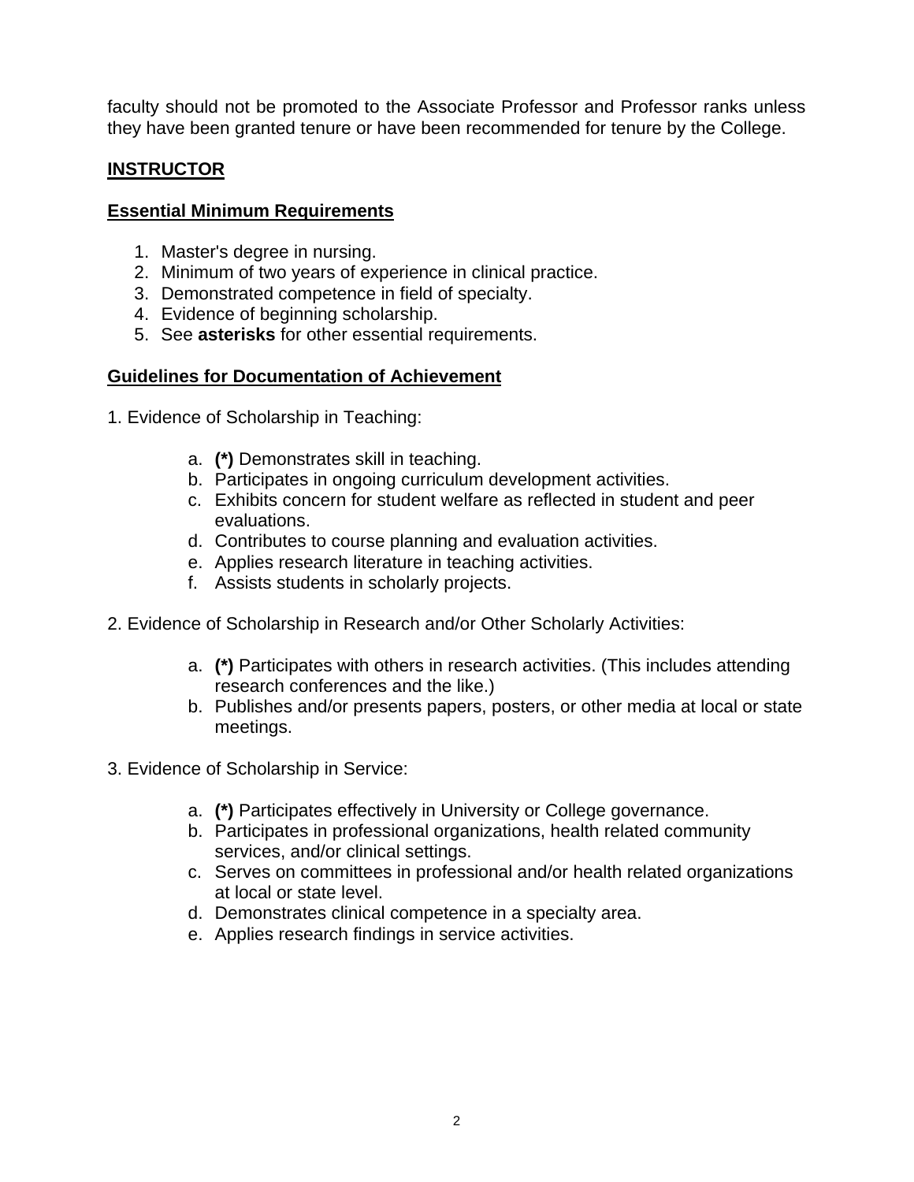faculty should not be promoted to the Associate Professor and Professor ranks unless they have been granted tenure or have been recommended for tenure by the College.

## INSTRUCTOR

### Essential Minimum Requirements

1. Master's degree in nursing.
2. Minimum of two years of experience in clinical practice.
3. Demonstrated competence in field of specialty.
4. Evidence of beginning scholarship.
5. See **asterisks** for other essential requirements.

### Guidelines for Documentation of Achievement

1. Evidence of Scholarship in Teaching:

    a. **(*)** Demonstrates skill in teaching.
    b. Participates in ongoing curriculum development activities.
    c. Exhibits concern for student welfare as reflected in student and peer evaluations.
    d. Contributes to course planning and evaluation activities.
    e. Applies research literature in teaching activities.
    f. Assists students in scholarly projects.

2. Evidence of Scholarship in Research and/or Other Scholarly Activities:

    a. **(*)** Participates with others in research activities. (This includes attending research conferences and the like.)
    b. Publishes and/or presents papers, posters, or other media at local or state meetings.

3. Evidence of Scholarship in Service:

    a. **(*)** Participates effectively in University or College governance.
    b. Participates in professional organizations, health related community services, and/or clinical settings.
    c. Serves on committees in professional and/or health related organizations at local or state level.
    d. Demonstrates clinical competence in a specialty area.
    e. Applies research findings in service activities.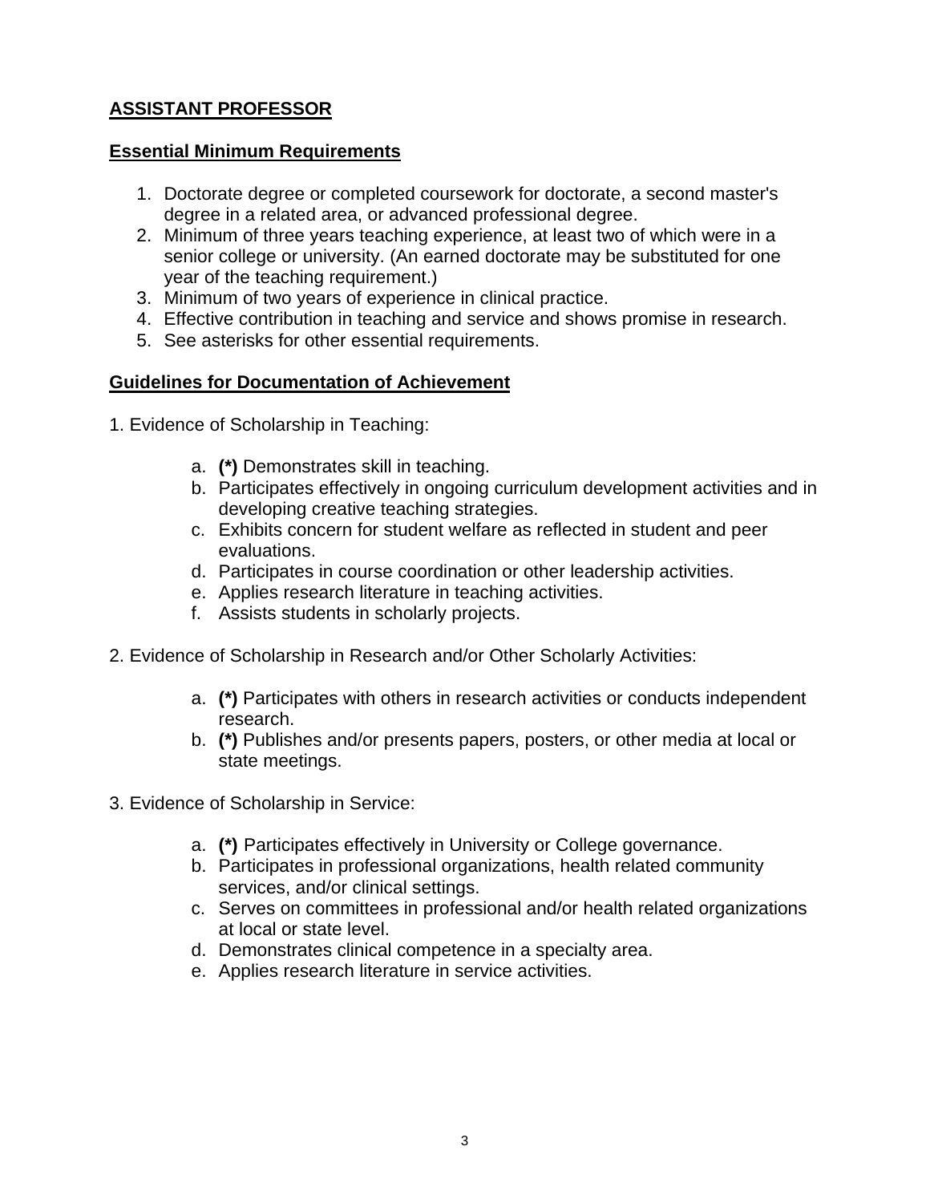## ASSISTANT PROFESSOR

### Essential Minimum Requirements

1. Doctorate degree or completed coursework for doctorate, a second master's degree in a related area, or advanced professional degree.
2. Minimum of three years teaching experience, at least two of which were in a senior college or university. (An earned doctorate may be substituted for one year of the teaching requirement.)
3. Minimum of two years of experience in clinical practice.
4. Effective contribution in teaching and service and shows promise in research.
5. See asterisks for other essential requirements.

### Guidelines for Documentation of Achievement

1. Evidence of Scholarship in Teaching:

    a. **(*)** Demonstrates skill in teaching.
    b. Participates effectively in ongoing curriculum development activities and in developing creative teaching strategies.
    c. Exhibits concern for student welfare as reflected in student and peer evaluations.
    d. Participates in course coordination or other leadership activities.
    e. Applies research literature in teaching activities.
    f. Assists students in scholarly projects.

2. Evidence of Scholarship in Research and/or Other Scholarly Activities:

    a. **(*)** Participates with others in research activities or conducts independent research.
    b. **(*)** Publishes and/or presents papers, posters, or other media at local or state meetings.

3. Evidence of Scholarship in Service:

    a. **(*)** Participates effectively in University or College governance.
    b. Participates in professional organizations, health related community services, and/or clinical settings.
    c. Serves on committees in professional and/or health related organizations at local or state level.
    d. Demonstrates clinical competence in a specialty area.
    e. Applies research literature in service activities.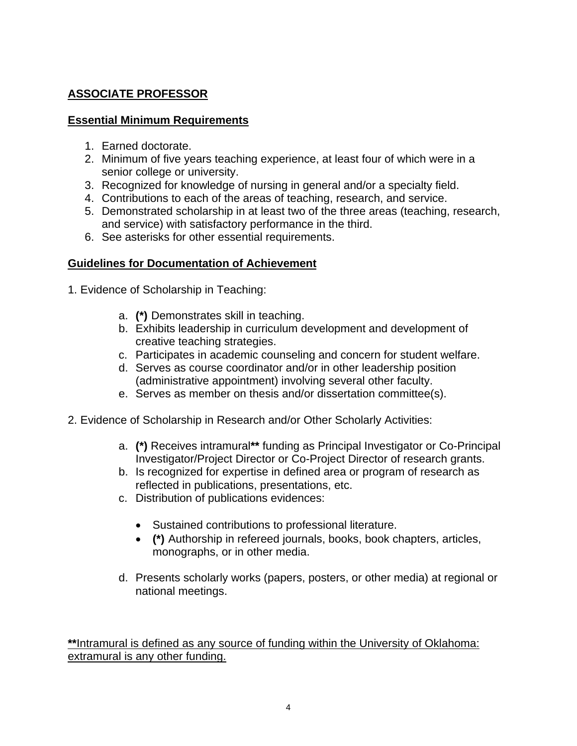## ASSOCIATE PROFESSOR

### Essential Minimum Requirements

1. Earned doctorate.
2. Minimum of five years teaching experience, at least four of which were in a senior college or university.
3. Recognized for knowledge of nursing in general and/or a specialty field.
4. Contributions to each of the areas of teaching, research, and service.
5. Demonstrated scholarship in at least two of the three areas (teaching, research, and service) with satisfactory performance in the third.
6. See asterisks for other essential requirements.

### Guidelines for Documentation of Achievement

1. Evidence of Scholarship in Teaching:

   a. **(*)** Demonstrates skill in teaching.
   b. Exhibits leadership in curriculum development and development of creative teaching strategies.
   c. Participates in academic counseling and concern for student welfare.
   d. Serves as course coordinator and/or in other leadership position (administrative appointment) involving several other faculty.
   e. Serves as member on thesis and/or dissertation committee(s).

2. Evidence of Scholarship in Research and/or Other Scholarly Activities:

   a. **(*)** Receives intramural**\*\*** funding as Principal Investigator or Co-Principal Investigator/Project Director or Co-Project Director of research grants.
   b. Is recognized for expertise in defined area or program of research as reflected in publications, presentations, etc.
   c. Distribution of publications evidences:

      - Sustained contributions to professional literature.
      - **(*)** Authorship in refereed journals, books, book chapters, articles, monographs, or in other media.

   d. Presents scholarly works (papers, posters, or other media) at regional or national meetings.

**\*\***Intramural is defined as any source of funding within the University of Oklahoma: extramural is any other funding.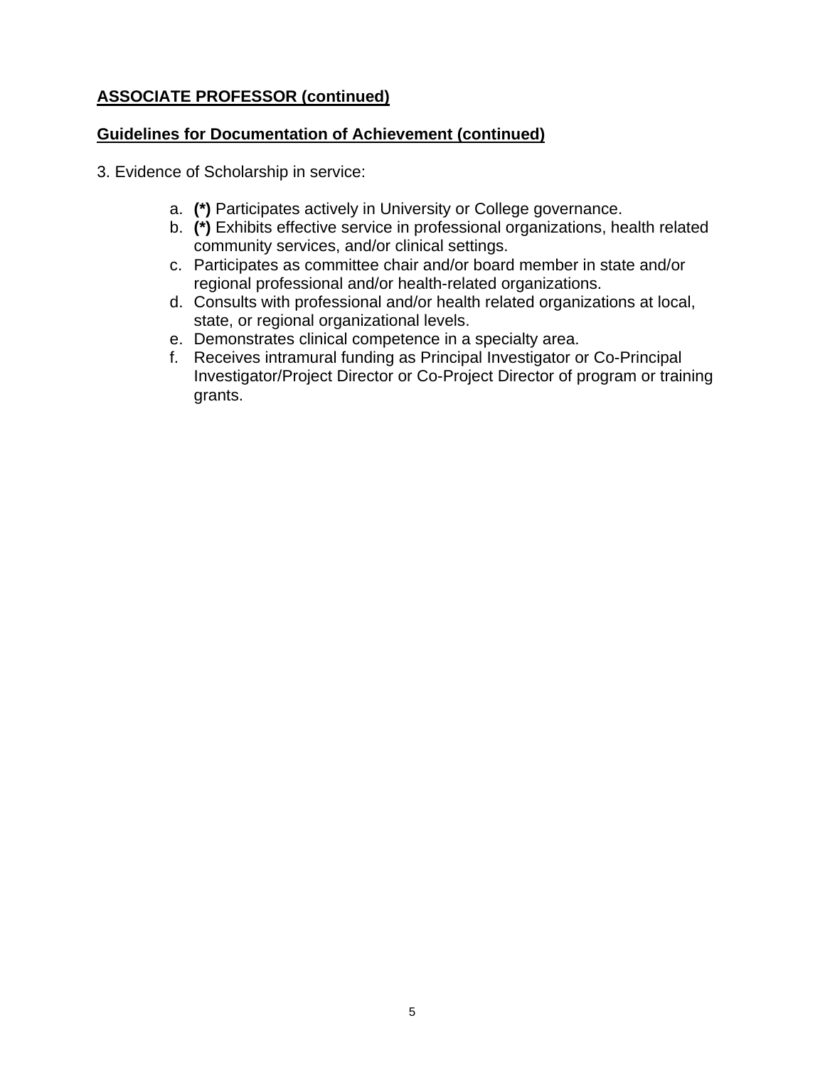**ASSOCIATE PROFESSOR (continued)**

**Guidelines for Documentation of Achievement (continued)**

3. Evidence of Scholarship in service:

   a. **(*)** Participates actively in University or College governance.
   b. **(*)** Exhibits effective service in professional organizations, health related community services, and/or clinical settings.
   c. Participates as committee chair and/or board member in state and/or regional professional and/or health-related organizations.
   d. Consults with professional and/or health related organizations at local, state, or regional organizational levels.
   e. Demonstrates clinical competence in a specialty area.
   f. Receives intramural funding as Principal Investigator or Co-Principal Investigator/Project Director or Co-Project Director of program or training grants.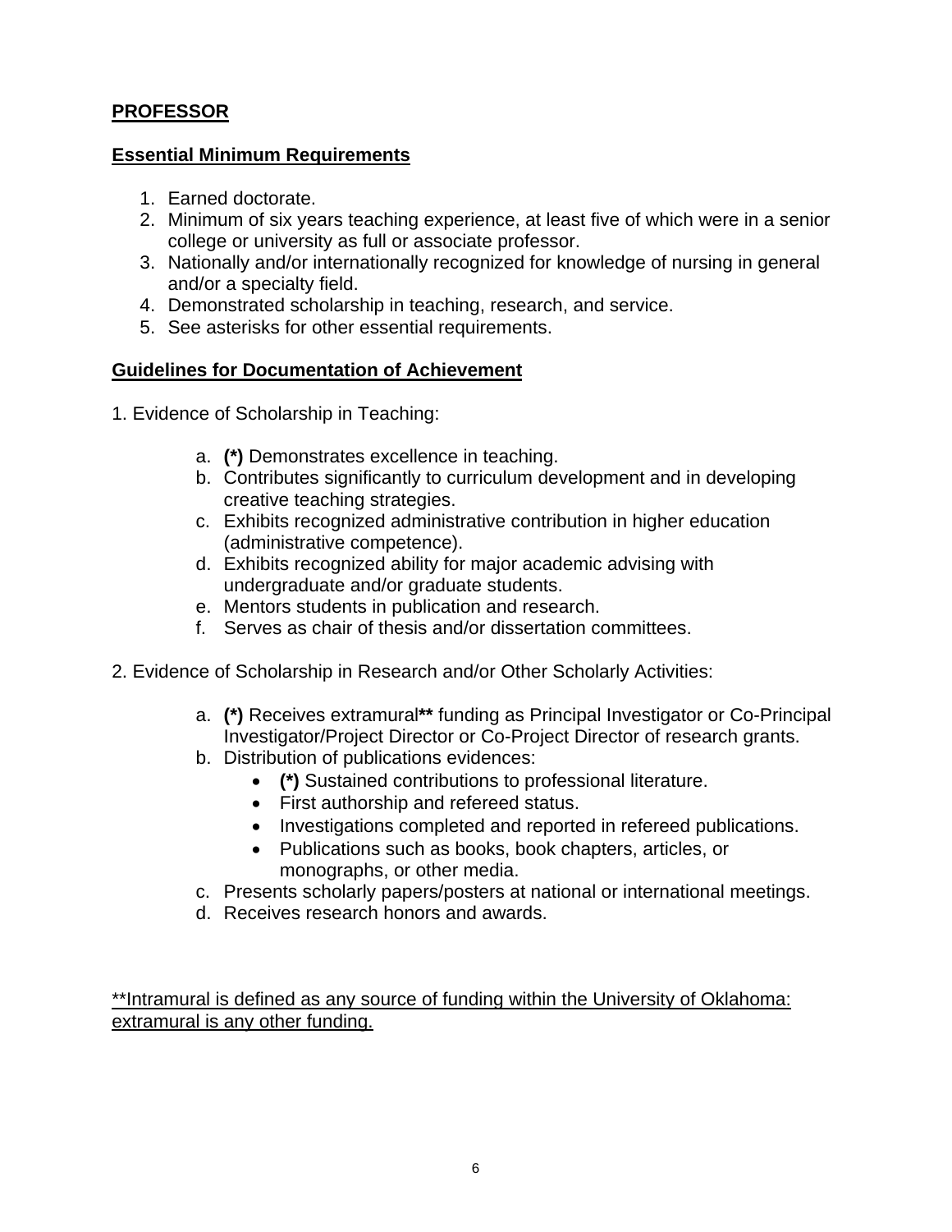## PROFESSOR

### Essential Minimum Requirements

1. Earned doctorate.
2. Minimum of six years teaching experience, at least five of which were in a senior college or university as full or associate professor.
3. Nationally and/or internationally recognized for knowledge of nursing in general and/or a specialty field.
4. Demonstrated scholarship in teaching, research, and service.
5. See asterisks for other essential requirements.

### Guidelines for Documentation of Achievement

1. Evidence of Scholarship in Teaching:

   a. **(*)** Demonstrates excellence in teaching.
   b. Contributes significantly to curriculum development and in developing creative teaching strategies.
   c. Exhibits recognized administrative contribution in higher education (administrative competence).
   d. Exhibits recognized ability for major academic advising with undergraduate and/or graduate students.
   e. Mentors students in publication and research.
   f. Serves as chair of thesis and/or dissertation committees.

2. Evidence of Scholarship in Research and/or Other Scholarly Activities:

   a. **(*)** Receives extramural**\*\*** funding as Principal Investigator or Co-Principal Investigator/Project Director or Co-Project Director of research grants.
   b. Distribution of publications evidences:
      - **(*)** Sustained contributions to professional literature.
      - First authorship and refereed status.
      - Investigations completed and reported in refereed publications.
      - Publications such as books, book chapters, articles, or monographs, or other media.
   c. Presents scholarly papers/posters at national or international meetings.
   d. Receives research honors and awards.

**Intramural is defined as any source of funding within the University of Oklahoma: extramural is any other funding.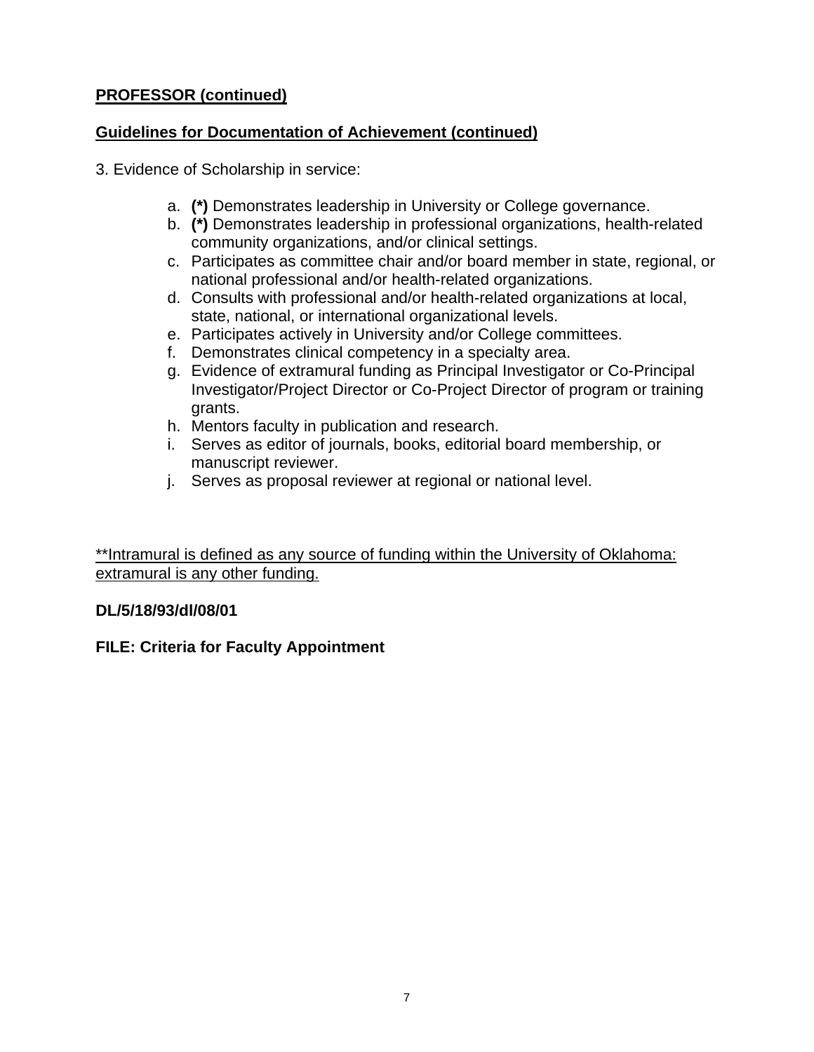**PROFESSOR (continued)**

**Guidelines for Documentation of Achievement (continued)**

3. Evidence of Scholarship in service:

   a. **(*)** Demonstrates leadership in University or College governance.
   b. **(*)** Demonstrates leadership in professional organizations, health-related community organizations, and/or clinical settings.
   c. Participates as committee chair and/or board member in state, regional, or national professional and/or health-related organizations.
   d. Consults with professional and/or health-related organizations at local, state, national, or international organizational levels.
   e. Participates actively in University and/or College committees.
   f. Demonstrates clinical competency in a specialty area.
   g. Evidence of extramural funding as Principal Investigator or Co-Principal Investigator/Project Director or Co-Project Director of program or training grants.
   h. Mentors faculty in publication and research.
   i. Serves as editor of journals, books, editorial board membership, or manuscript reviewer.
   j. Serves as proposal reviewer at regional or national level.

**Intramural is defined as any source of funding within the University of Oklahoma: extramural is any other funding.

**DL/5/18/93/dl/08/01**

**FILE: Criteria for Faculty Appointment**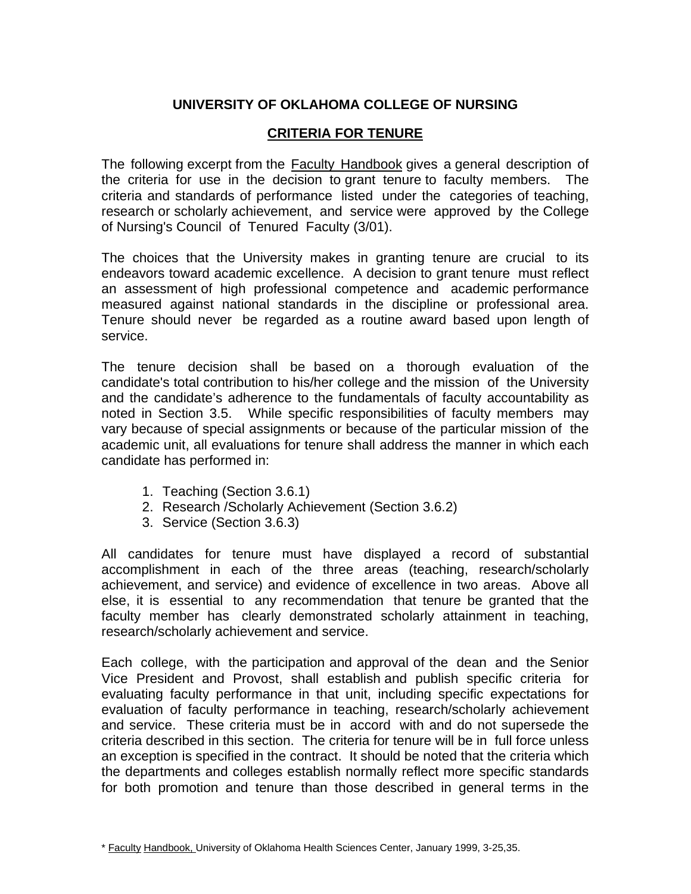# UNIVERSITY OF OKLAHOMA COLLEGE OF NURSING

## CRITERIA FOR TENURE

The following excerpt from the Faculty Handbook gives a general description of the criteria for use in the decision to grant tenure to faculty members. The criteria and standards of performance listed under the categories of teaching, research or scholarly achievement, and service were approved by the College of Nursing's Council of Tenured Faculty (3/01).

The choices that the University makes in granting tenure are crucial to its endeavors toward academic excellence. A decision to grant tenure must reflect an assessment of high professional competence and academic performance measured against national standards in the discipline or professional area. Tenure should never be regarded as a routine award based upon length of service.

The tenure decision shall be based on a thorough evaluation of the candidate's total contribution to his/her college and the mission of the University and the candidate's adherence to the fundamentals of faculty accountability as noted in Section 3.5. While specific responsibilities of faculty members may vary because of special assignments or because of the particular mission of the academic unit, all evaluations for tenure shall address the manner in which each candidate has performed in:

1. Teaching (Section 3.6.1)
2. Research /Scholarly Achievement (Section 3.6.2)
3. Service (Section 3.6.3)

All candidates for tenure must have displayed a record of substantial accomplishment in each of the three areas (teaching, research/scholarly achievement, and service) and evidence of excellence in two areas. Above all else, it is essential to any recommendation that tenure be granted that the faculty member has clearly demonstrated scholarly attainment in teaching, research/scholarly achievement and service.

Each college, with the participation and approval of the dean and the Senior Vice President and Provost, shall establish and publish specific criteria for evaluating faculty performance in that unit, including specific expectations for evaluation of faculty performance in teaching, research/scholarly achievement and service. These criteria must be in accord with and do not supersede the criteria described in this section. The criteria for tenure will be in full force unless an exception is specified in the contract. It should be noted that the criteria which the departments and colleges establish normally reflect more specific standards for both promotion and tenure than those described in general terms in the

* Faculty Handbook, University of Oklahoma Health Sciences Center, January 1999, 3-25,35.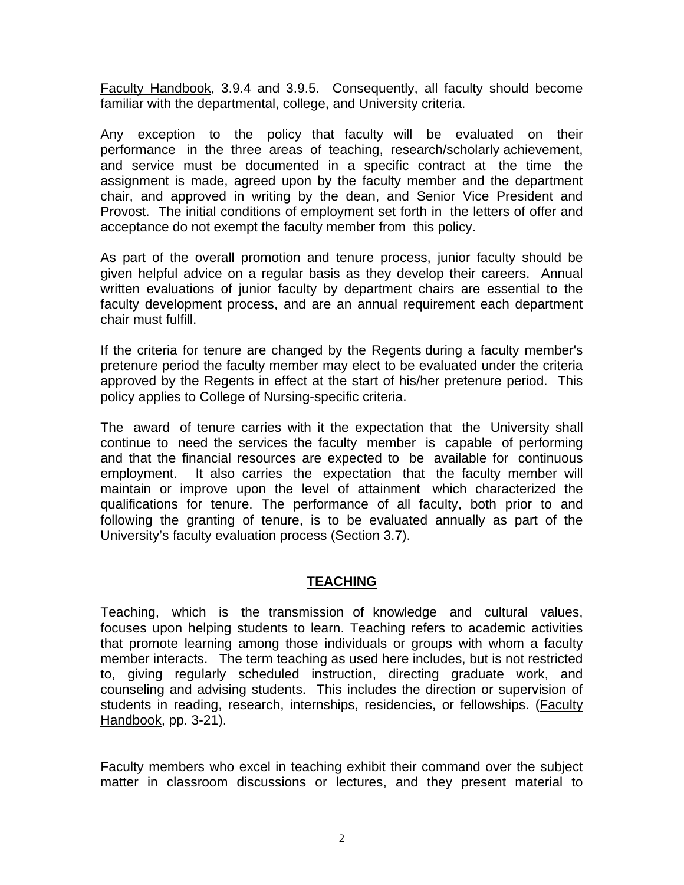Faculty Handbook, 3.9.4 and 3.9.5. Consequently, all faculty should become familiar with the departmental, college, and University criteria.

Any exception to the policy that faculty will be evaluated on their performance in the three areas of teaching, research/scholarly achievement, and service must be documented in a specific contract at the time the assignment is made, agreed upon by the faculty member and the department chair, and approved in writing by the dean, and Senior Vice President and Provost. The initial conditions of employment set forth in the letters of offer and acceptance do not exempt the faculty member from this policy.

As part of the overall promotion and tenure process, junior faculty should be given helpful advice on a regular basis as they develop their careers. Annual written evaluations of junior faculty by department chairs are essential to the faculty development process, and are an annual requirement each department chair must fulfill.

If the criteria for tenure are changed by the Regents during a faculty member's pretenure period the faculty member may elect to be evaluated under the criteria approved by the Regents in effect at the start of his/her pretenure period. This policy applies to College of Nursing-specific criteria.

The award of tenure carries with it the expectation that the University shall continue to need the services the faculty member is capable of performing and that the financial resources are expected to be available for continuous employment. It also carries the expectation that the faculty member will maintain or improve upon the level of attainment which characterized the qualifications for tenure. The performance of all faculty, both prior to and following the granting of tenure, is to be evaluated annually as part of the University's faculty evaluation process (Section 3.7).

## TEACHING

Teaching, which is the transmission of knowledge and cultural values, focuses upon helping students to learn. Teaching refers to academic activities that promote learning among those individuals or groups with whom a faculty member interacts. The term teaching as used here includes, but is not restricted to, giving regularly scheduled instruction, directing graduate work, and counseling and advising students. This includes the direction or supervision of students in reading, research, internships, residencies, or fellowships. (Faculty Handbook, pp. 3-21).

Faculty members who excel in teaching exhibit their command over the subject matter in classroom discussions or lectures, and they present material to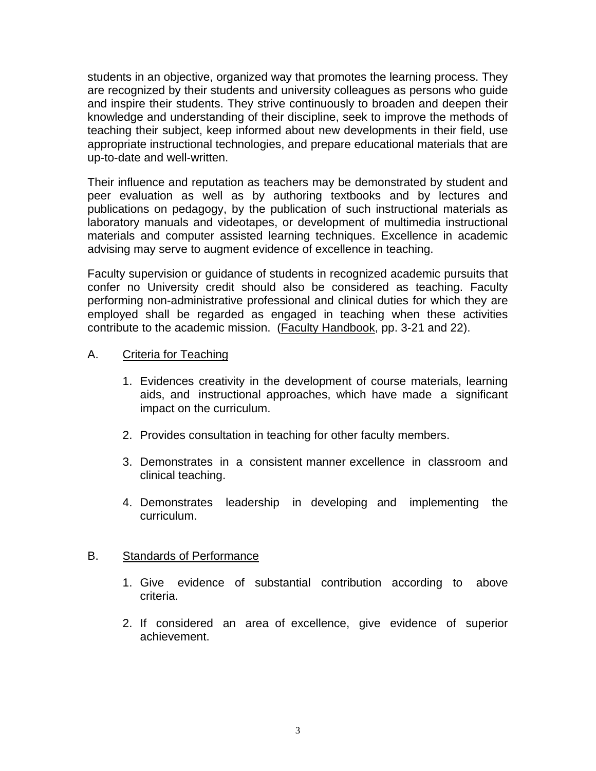students in an objective, organized way that promotes the learning process. They are recognized by their students and university colleagues as persons who guide and inspire their students. They strive continuously to broaden and deepen their knowledge and understanding of their discipline, seek to improve the methods of teaching their subject, keep informed about new developments in their field, use appropriate instructional technologies, and prepare educational materials that are up-to-date and well-written.

Their influence and reputation as teachers may be demonstrated by student and peer evaluation as well as by authoring textbooks and by lectures and publications on pedagogy, by the publication of such instructional materials as laboratory manuals and videotapes, or development of multimedia instructional materials and computer assisted learning techniques. Excellence in academic advising may serve to augment evidence of excellence in teaching.

Faculty supervision or guidance of students in recognized academic pursuits that confer no University credit should also be considered as teaching. Faculty performing non-administrative professional and clinical duties for which they are employed shall be regarded as engaged in teaching when these activities contribute to the academic mission. (Faculty Handbook, pp. 3-21 and 22).

A. Criteria for Teaching

1. Evidences creativity in the development of course materials, learning aids, and instructional approaches, which have made a significant impact on the curriculum.

2. Provides consultation in teaching for other faculty members.

3. Demonstrates in a consistent manner excellence in classroom and clinical teaching.

4. Demonstrates leadership in developing and implementing the curriculum.

B. Standards of Performance

1. Give evidence of substantial contribution according to above criteria.

2. If considered an area of excellence, give evidence of superior achievement.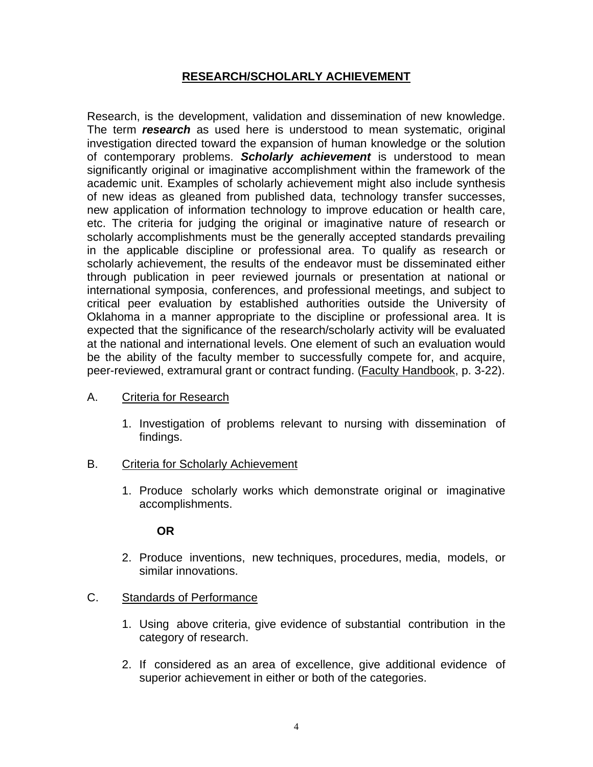## RESEARCH/SCHOLARLY ACHIEVEMENT

Research, is the development, validation and dissemination of new knowledge. The term ***research*** as used here is understood to mean systematic, original investigation directed toward the expansion of human knowledge or the solution of contemporary problems. ***Scholarly achievement*** is understood to mean significantly original or imaginative accomplishment within the framework of the academic unit. Examples of scholarly achievement might also include synthesis of new ideas as gleaned from published data, technology transfer successes, new application of information technology to improve education or health care, etc. The criteria for judging the original or imaginative nature of research or scholarly accomplishments must be the generally accepted standards prevailing in the applicable discipline or professional area. To qualify as research or scholarly achievement, the results of the endeavor must be disseminated either through publication in peer reviewed journals or presentation at national or international symposia, conferences, and professional meetings, and subject to critical peer evaluation by established authorities outside the University of Oklahoma in a manner appropriate to the discipline or professional area. It is expected that the significance of the research/scholarly activity will be evaluated at the national and international levels. One element of such an evaluation would be the ability of the faculty member to successfully compete for, and acquire, peer-reviewed, extramural grant or contract funding. (Faculty Handbook, p. 3-22).

A. Criteria for Research

1. Investigation of problems relevant to nursing with dissemination of findings.

B. Criteria for Scholarly Achievement

1. Produce scholarly works which demonstrate original or imaginative accomplishments.

   **OR**

2. Produce inventions, new techniques, procedures, media, models, or similar innovations.

C. Standards of Performance

1. Using above criteria, give evidence of substantial contribution in the category of research.
2. If considered as an area of excellence, give additional evidence of superior achievement in either or both of the categories.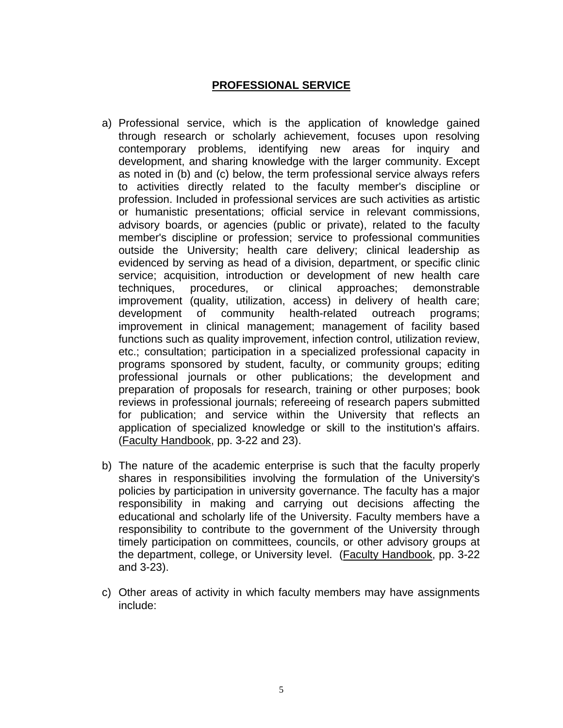## PROFESSIONAL SERVICE

a) Professional service, which is the application of knowledge gained through research or scholarly achievement, focuses upon resolving contemporary problems, identifying new areas for inquiry and development, and sharing knowledge with the larger community. Except as noted in (b) and (c) below, the term professional service always refers to activities directly related to the faculty member's discipline or profession. Included in professional services are such activities as artistic or humanistic presentations; official service in relevant commissions, advisory boards, or agencies (public or private), related to the faculty member's discipline or profession; service to professional communities outside the University; health care delivery; clinical leadership as evidenced by serving as head of a division, department, or specific clinic service; acquisition, introduction or development of new health care techniques, procedures, or clinical approaches; demonstrable improvement (quality, utilization, access) in delivery of health care; development of community health-related outreach programs; improvement in clinical management; management of facility based functions such as quality improvement, infection control, utilization review, etc.; consultation; participation in a specialized professional capacity in programs sponsored by student, faculty, or community groups; editing professional journals or other publications; the development and preparation of proposals for research, training or other purposes; book reviews in professional journals; refereeing of research papers submitted for publication; and service within the University that reflects an application of specialized knowledge or skill to the institution's affairs. (Faculty Handbook, pp. 3-22 and 23).

b) The nature of the academic enterprise is such that the faculty properly shares in responsibilities involving the formulation of the University's policies by participation in university governance. The faculty has a major responsibility in making and carrying out decisions affecting the educational and scholarly life of the University. Faculty members have a responsibility to contribute to the government of the University through timely participation on committees, councils, or other advisory groups at the department, college, or University level. (Faculty Handbook, pp. 3-22 and 3-23).

c) Other areas of activity in which faculty members may have assignments include: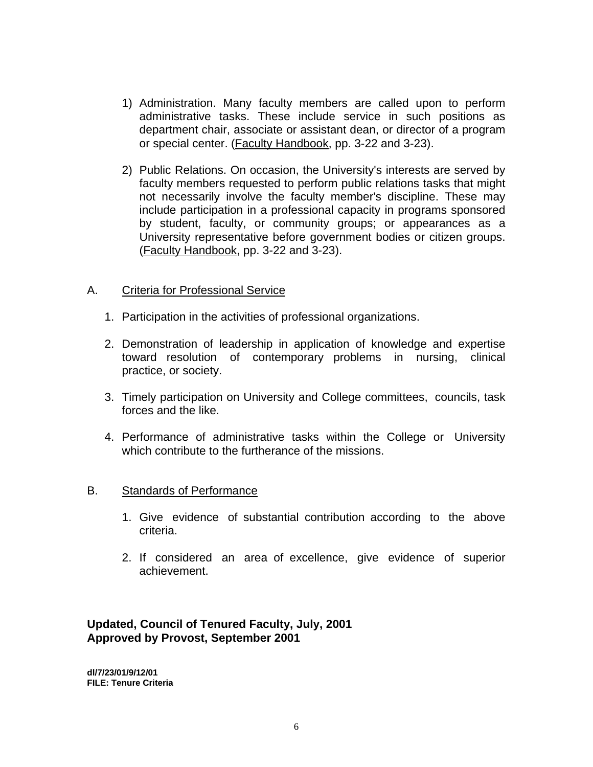1) Administration. Many faculty members are called upon to perform administrative tasks. These include service in such positions as department chair, associate or assistant dean, or director of a program or special center. (Faculty Handbook, pp. 3-22 and 3-23).

2) Public Relations. On occasion, the University's interests are served by faculty members requested to perform public relations tasks that might not necessarily involve the faculty member's discipline. These may include participation in a professional capacity in programs sponsored by student, faculty, or community groups; or appearances as a University representative before government bodies or citizen groups. (Faculty Handbook, pp. 3-22 and 3-23).

A. Criteria for Professional Service

1. Participation in the activities of professional organizations.
2. Demonstration of leadership in application of knowledge and expertise toward resolution of contemporary problems in nursing, clinical practice, or society.
3. Timely participation on University and College committees, councils, task forces and the like.
4. Performance of administrative tasks within the College or University which contribute to the furtherance of the missions.

B. Standards of Performance

1. Give evidence of substantial contribution according to the above criteria.
2. If considered an area of excellence, give evidence of superior achievement.

**Updated, Council of Tenured Faculty, July, 2001**
**Approved by Provost, September 2001**

**dl/7/23/01/9/12/01**
**FILE: Tenure Criteria**